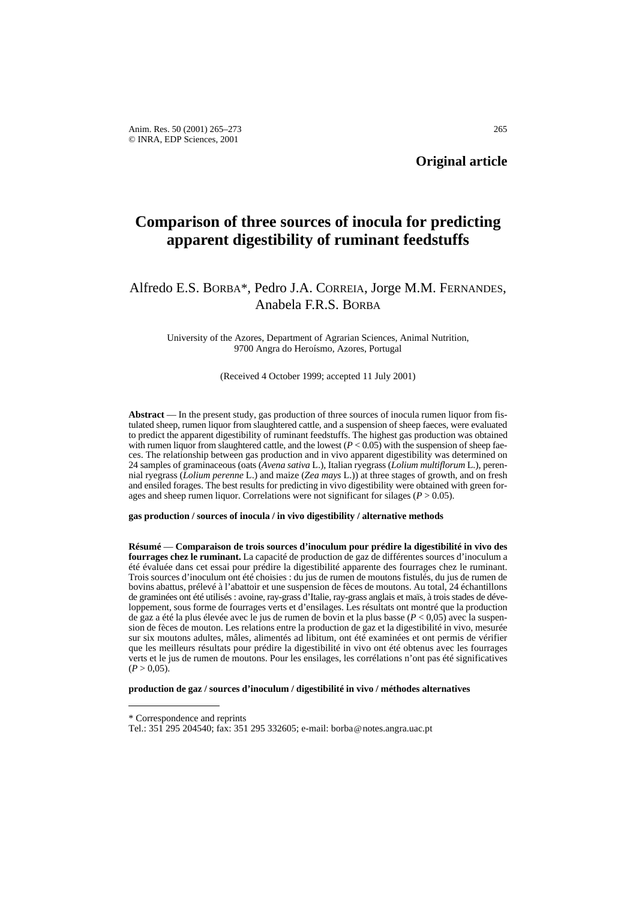**Original article**

# Comparison of three sources of inocula for predicting apparent digestibility of ruminant feedstuffs

Alfredo E.S. BORBA*, Pedro J.A. CORREIA, Jorge M.M. FERNANDES, Anabela F.R.S. BORBA

University of the Azores, Department of Agrarian Sciences, Animal Nutrition, 9700 Angra do Heroísmo, Azores, Portugal

(Received 4 October 1999; accepted 11 July 2001)

**Abstract** — In the present study, gas production of three sources of inocula rumen liquor from fistulated sheep, rumen liquor from slaughtered cattle, and a suspension of sheep faeces, were evaluated to predict the apparent digestibility of ruminant feedstuffs. The highest gas production was obtained with rumen liquor from slaughtered cattle, and the lowest ($P < 0.05$) with the suspension of sheep faeces. The relationship between gas production and in vivo apparent digestibility was determined on 24 samples of graminaceous (oats (*Avena sativa* L.), Italian ryegrass (*Lolium multiflorum* L.), perennial ryegrass (*Lolium perenne* L.) and maize (*Zea mays* L.)) at three stages of growth, and on fresh and ensiled forages. The best results for predicting in vivo digestibility were obtained with green forages and sheep rumen liquor. Correlations were not significant for silages ($P > 0.05$).

**gas production / sources of inocula / in vivo digestibility / alternative methods**

**Résumé** — **Comparaison de trois sources d'inoculum pour prédire la digestibilité in vivo des fourrages chez le ruminant.** La capacité de production de gaz de différentes sources d'inoculum a été évaluée dans cet essai pour prédire la digestibilité apparente des fourrages chez le ruminant. Trois sources d'inoculum ont été choisies : du jus de rumen de moutons fistulés, du jus de rumen de bovins abattus, prélevé à l'abattoir et une suspension de fèces de moutons. Au total, 24 échantillons de graminées ont été utilisés : avoine, ray-grass d'Italie, ray-grass anglais et maïs, à trois stades de développement, sous forme de fourrages verts et d'ensilages. Les résultats ont montré que la production de gaz a été la plus élevée avec le jus de rumen de bovin et la plus basse ($P < 0{,}05$) avec la suspension de fèces de mouton. Les relations entre la production de gaz et la digestibilité in vivo, mesurée sur six moutons adultes, mâles, alimentés ad libitum, ont été examinées et ont permis de vérifier que les meilleurs résultats pour prédire la digestibilité in vivo ont été obtenus avec les fourrages verts et le jus de rumen de moutons. Pour les ensilages, les corrélations n'ont pas été significatives ($P > 0{,}05$).

**production de gaz / sources d'inoculum / digestibilité in vivo / méthodes alternatives**

---

* Correspondence and reprints

Tel.: 351 295 204540; fax: 351 295 332605; e-mail: borba@notes.angra.uac.pt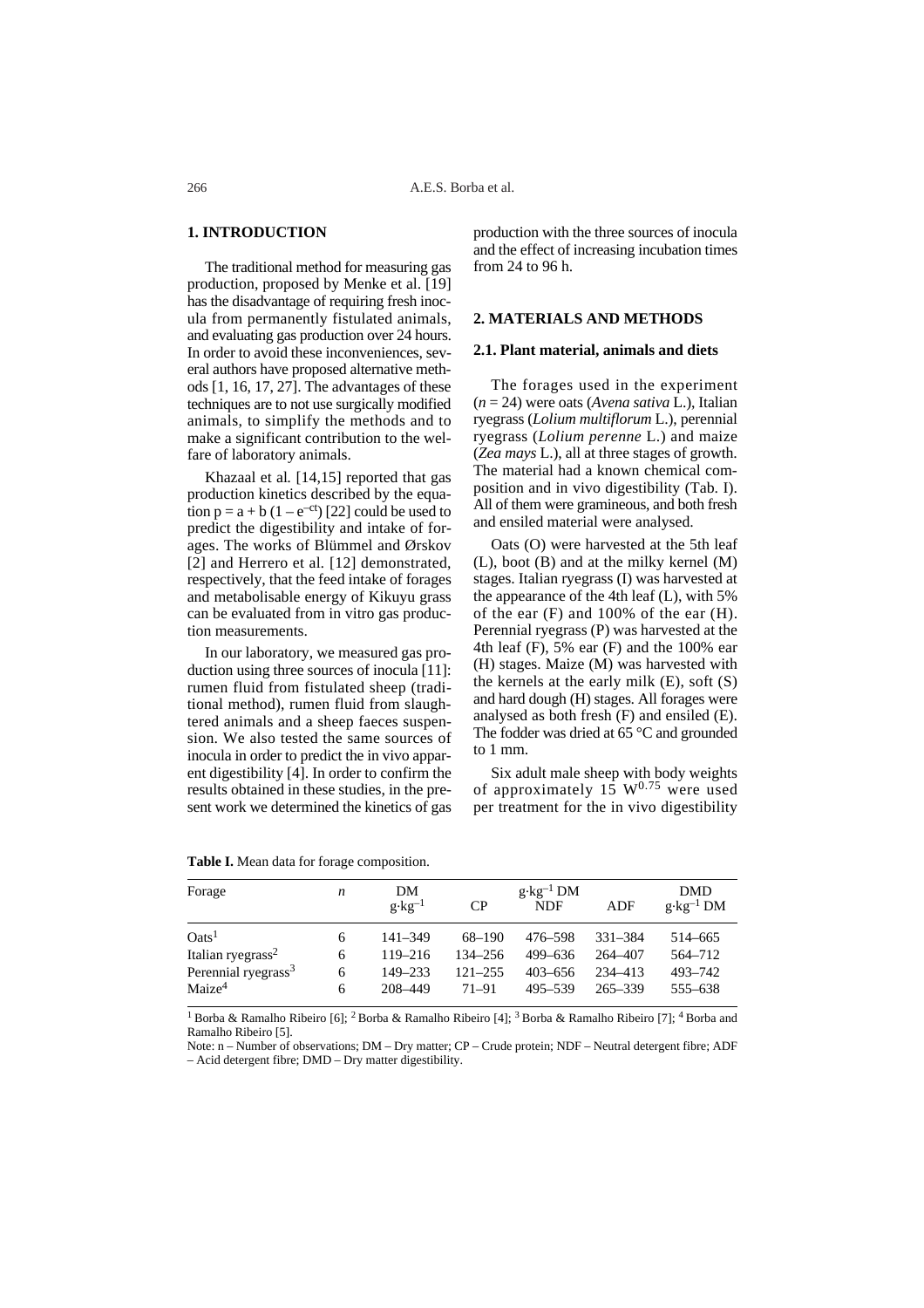## 1. INTRODUCTION

The traditional method for measuring gas production, proposed by Menke et al. [19] has the disadvantage of requiring fresh inocula from permanently fistulated animals, and evaluating gas production over 24 hours. In order to avoid these inconveniences, several authors have proposed alternative methods [1, 16, 17, 27]. The advantages of these techniques are to not use surgically modified animals, to simplify the methods and to make a significant contribution to the welfare of laboratory animals.

Khazaal et al. [14,15] reported that gas production kinetics described by the equation $p = a + b\,(1 - e^{-ct})$ [22] could be used to predict the digestibility and intake of forages. The works of Blümmel and Ørskov [2] and Herrero et al. [12] demonstrated, respectively, that the feed intake of forages and metabolisable energy of Kikuyu grass can be evaluated from in vitro gas production measurements.

In our laboratory, we measured gas production using three sources of inocula [11]: rumen fluid from fistulated sheep (traditional method), rumen fluid from slaughtered animals and a sheep faeces suspension. We also tested the same sources of inocula in order to predict the in vivo apparent digestibility [4]. In order to confirm the results obtained in these studies, in the present work we determined the kinetics of gas production with the three sources of inocula and the effect of increasing incubation times from 24 to 96 h.

## 2. MATERIALS AND METHODS

### 2.1. Plant material, animals and diets

The forages used in the experiment ($n = 24$) were oats (*Avena sativa* L.), Italian ryegrass (*Lolium multiflorum* L.), perennial ryegrass (*Lolium perenne* L.) and maize (*Zea mays* L.), all at three stages of growth. The material had a known chemical composition and in vivo digestibility (Tab. I). All of them were gramineous, and both fresh and ensiled material were analysed.

Oats (O) were harvested at the 5th leaf (L), boot (B) and at the milky kernel (M) stages. Italian ryegrass (I) was harvested at the appearance of the 4th leaf (L), with 5% of the ear (F) and 100% of the ear (H). Perennial ryegrass (P) was harvested at the 4th leaf (F), 5% ear (F) and the 100% ear (H) stages. Maize (M) was harvested with the kernels at the early milk (E), soft (S) and hard dough (H) stages. All forages were analysed as both fresh (F) and ensiled (E). The fodder was dried at 65 °C and grounded to 1 mm.

Six adult male sheep with body weights of approximately 15 $W^{0.75}$ were used per treatment for the in vivo digestibility

**Table I.** Mean data for forage composition.

| Forage | *n* | DM $g \cdot kg^{-1}$ | CP | $g \cdot kg^{-1}$ DM NDF | ADF | DMD $g \cdot kg^{-1}$ DM |
|---|---|---|---|---|---|---|
| Oats[1] | 6 | 141–349 | 68–190 | 476–598 | 331–384 | 514–665 |
| Italian ryegrass[2] | 6 | 119–216 | 134–256 | 499–636 | 264–407 | 564–712 |
| Perennial ryegrass[3] | 6 | 149–233 | 121–255 | 403–656 | 234–413 | 493–742 |
| Maize[4] | 6 | 208–449 | 71–91 | 495–539 | 265–339 | 555–638 |

[1] Borba & Ramalho Ribeiro [6]; [2] Borba & Ramalho Ribeiro [4]; [3] Borba & Ramalho Ribeiro [7]; [4] Borba and Ramalho Ribeiro [5].

Note: n – Number of observations; DM – Dry matter; CP – Crude protein; NDF – Neutral detergent fibre; ADF – Acid detergent fibre; DMD – Dry matter digestibility.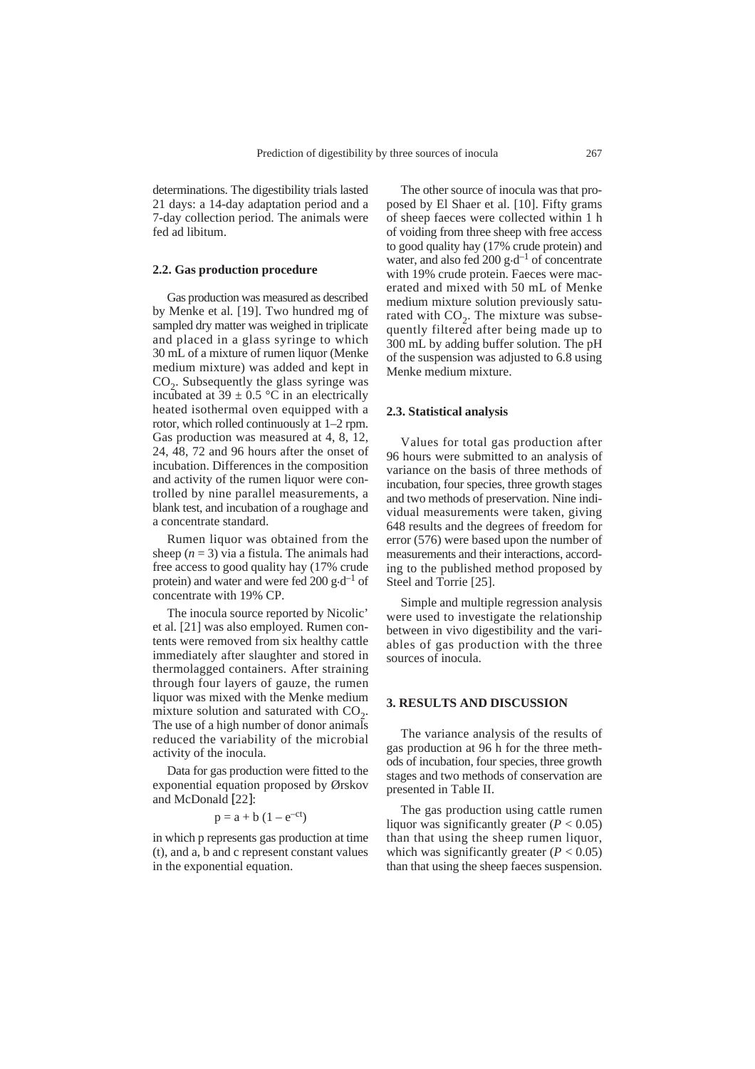determinations. The digestibility trials lasted 21 days: a 14-day adaptation period and a 7-day collection period. The animals were fed ad libitum.

### 2.2. Gas production procedure

Gas production was measured as described by Menke et al. [19]. Two hundred mg of sampled dry matter was weighed in triplicate and placed in a glass syringe to which 30 mL of a mixture of rumen liquor (Menke medium mixture) was added and kept in $CO_2$. Subsequently the glass syringe was incubated at $39 \pm 0.5$ °C in an electrically heated isothermal oven equipped with a rotor, which rolled continuously at 1–2 rpm. Gas production was measured at 4, 8, 12, 24, 48, 72 and 96 hours after the onset of incubation. Differences in the composition and activity of the rumen liquor were controlled by nine parallel measurements, a blank test, and incubation of a roughage and a concentrate standard.

Rumen liquor was obtained from the sheep ($n = 3$) via a fistula. The animals had free access to good quality hay (17% crude protein) and water and were fed 200 $g \cdot d^{-1}$ of concentrate with 19% CP.

The inocula source reported by Nicolic' et al. [21] was also employed. Rumen contents were removed from six healthy cattle immediately after slaughter and stored in thermolagged containers. After straining through four layers of gauze, the rumen liquor was mixed with the Menke medium mixture solution and saturated with $CO_2$. The use of a high number of donor animals reduced the variability of the microbial activity of the inocula.

Data for gas production were fitted to the exponential equation proposed by Ørskov and McDonald [22]:

$$p = a + b\,(1 - e^{-ct})$$

in which p represents gas production at time (t), and a, b and c represent constant values in the exponential equation.

The other source of inocula was that proposed by El Shaer et al. [10]. Fifty grams of sheep faeces were collected within 1 h of voiding from three sheep with free access to good quality hay (17% crude protein) and water, and also fed 200 $g \cdot d^{-1}$ of concentrate with 19% crude protein. Faeces were macerated and mixed with 50 mL of Menke medium mixture solution previously saturated with $CO_2$. The mixture was subsequently filtered after being made up to 300 mL by adding buffer solution. The pH of the suspension was adjusted to 6.8 using Menke medium mixture.

### 2.3. Statistical analysis

Values for total gas production after 96 hours were submitted to an analysis of variance on the basis of three methods of incubation, four species, three growth stages and two methods of preservation. Nine individual measurements were taken, giving 648 results and the degrees of freedom for error (576) were based upon the number of measurements and their interactions, according to the published method proposed by Steel and Torrie [25].

Simple and multiple regression analysis were used to investigate the relationship between in vivo digestibility and the variables of gas production with the three sources of inocula.

## 3. RESULTS AND DISCUSSION

The variance analysis of the results of gas production at 96 h for the three methods of incubation, four species, three growth stages and two methods of conservation are presented in Table II.

The gas production using cattle rumen liquor was significantly greater ($P < 0.05$) than that using the sheep rumen liquor, which was significantly greater ($P < 0.05$) than that using the sheep faeces suspension.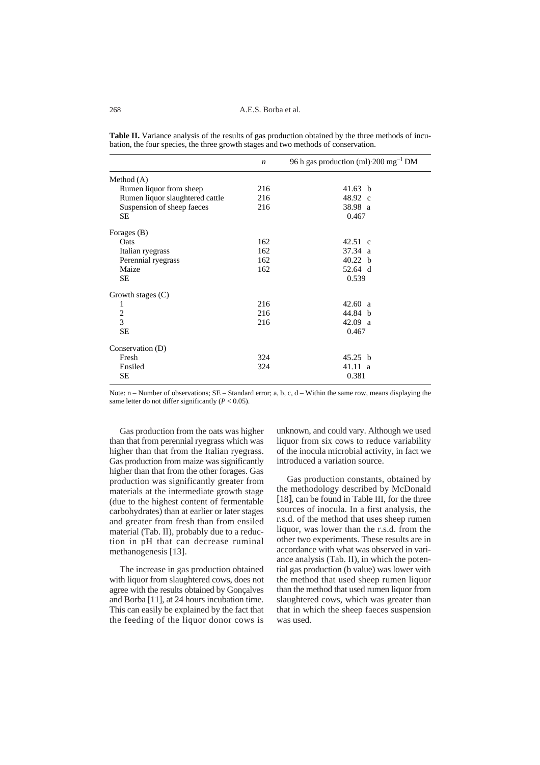**Table II.** Variance analysis of the results of gas production obtained by the three methods of incubation, the four species, the three growth stages and two methods of conservation.

| | $n$ | 96 h gas production (ml)·200 $mg^{-1}$ DM |
|---|---|---|
| Method (A) | | |
| Rumen liquor from sheep | 216 | 41.63 b |
| Rumen liquor slaughtered cattle | 216 | 48.92 c |
| Suspension of sheep faeces | 216 | 38.98 a |
| SE | | 0.467 |
| Forages (B) | | |
| Oats | 162 | 42.51 c |
| Italian ryegrass | 162 | 37.34 a |
| Perennial ryegrass | 162 | 40.22 b |
| Maize | 162 | 52.64 d |
| SE | | 0.539 |
| Growth stages (C) | | |
| 1 | 216 | 42.60 a |
| 2 | 216 | 44.84 b |
| 3 | 216 | 42.09 a |
| SE | | 0.467 |
| Conservation (D) | | |
| Fresh | 324 | 45.25 b |
| Ensiled | 324 | 41.11 a |
| SE | | 0.381 |

Note: n – Number of observations; SE – Standard error; a, b, c, d – Within the same row, means displaying the same letter do not differ significantly ($P < 0.05$).

Gas production from the oats was higher than that from perennial ryegrass which was higher than that from the Italian ryegrass. Gas production from maize was significantly higher than that from the other forages. Gas production was significantly greater from materials at the intermediate growth stage (due to the highest content of fermentable carbohydrates) than at earlier or later stages and greater from fresh than from ensiled material (Tab. II), probably due to a reduction in pH that can decrease ruminal methanogenesis [13].

The increase in gas production obtained with liquor from slaughtered cows, does not agree with the results obtained by Gonçalves and Borba [11], at 24 hours incubation time. This can easily be explained by the fact that the feeding of the liquor donor cows is unknown, and could vary. Although we used liquor from six cows to reduce variability of the inocula microbial activity, in fact we introduced a variation source.

Gas production constants, obtained by the methodology described by McDonald [18], can be found in Table III, for the three sources of inocula. In a first analysis, the r.s.d. of the method that uses sheep rumen liquor, was lower than the r.s.d. from the other two experiments. These results are in accordance with what was observed in variance analysis (Tab. II), in which the potential gas production (b value) was lower with the method that used sheep rumen liquor than the method that used rumen liquor from slaughtered cows, which was greater than that in which the sheep faeces suspension was used.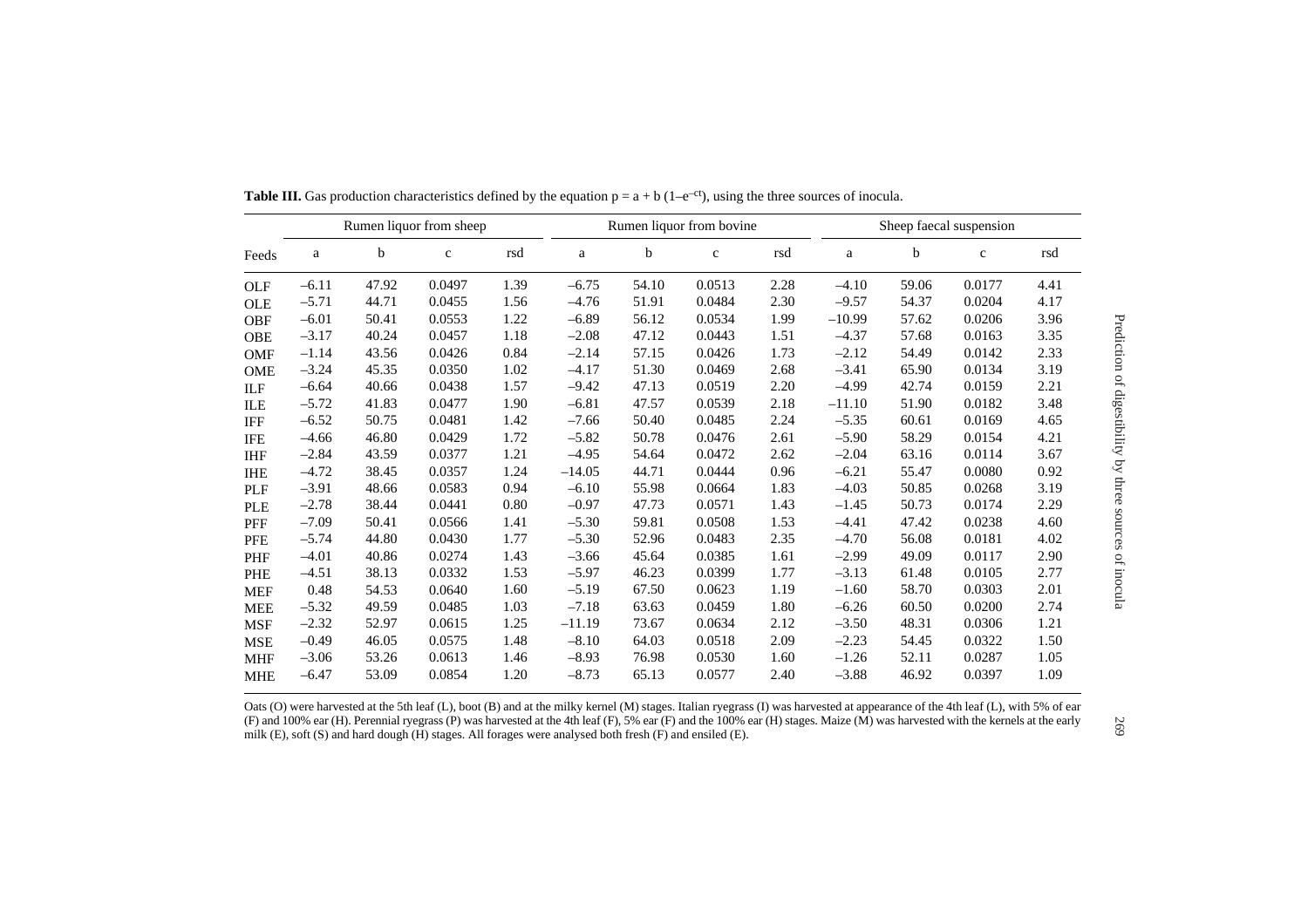**Table III.** Gas production characteristics defined by the equation $p = a + b\,(1–e^{–ct})$, using the three sources of inocula.

| Feeds | Rumen liquor from sheep | | | | Rumen liquor from bovine | | | | Sheep faecal suspension | | | |
|---|---|---|---|---|---|---|---|---|---|---|---|---|
| | a | b | c | rsd | a | b | c | rsd | a | b | c | rsd |
| OLF | –6.11 | 47.92 | 0.0497 | 1.39 | –6.75 | 54.10 | 0.0513 | 2.28 | –4.10 | 59.06 | 0.0177 | 4.41 |
| OLE | –5.71 | 44.71 | 0.0455 | 1.56 | –4.76 | 51.91 | 0.0484 | 2.30 | –9.57 | 54.37 | 0.0204 | 4.17 |
| OBF | –6.01 | 50.41 | 0.0553 | 1.22 | –6.89 | 56.12 | 0.0534 | 1.99 | –10.99 | 57.62 | 0.0206 | 3.96 |
| OBE | –3.17 | 40.24 | 0.0457 | 1.18 | –2.08 | 47.12 | 0.0443 | 1.51 | –4.37 | 57.68 | 0.0163 | 3.35 |
| OMF | –1.14 | 43.56 | 0.0426 | 0.84 | –2.14 | 57.15 | 0.0426 | 1.73 | –2.12 | 54.49 | 0.0142 | 2.33 |
| OME | –3.24 | 45.35 | 0.0350 | 1.02 | –4.17 | 51.30 | 0.0469 | 2.68 | –3.41 | 65.90 | 0.0134 | 3.19 |
| ILF | –6.64 | 40.66 | 0.0438 | 1.57 | –9.42 | 47.13 | 0.0519 | 2.20 | –4.99 | 42.74 | 0.0159 | 2.21 |
| ILE | –5.72 | 41.83 | 0.0477 | 1.90 | –6.81 | 47.57 | 0.0539 | 2.18 | –11.10 | 51.90 | 0.0182 | 3.48 |
| IFF | –6.52 | 50.75 | 0.0481 | 1.42 | –7.66 | 50.40 | 0.0485 | 2.24 | –5.35 | 60.61 | 0.0169 | 4.65 |
| IFE | –4.66 | 46.80 | 0.0429 | 1.72 | –5.82 | 50.78 | 0.0476 | 2.61 | –5.90 | 58.29 | 0.0154 | 4.21 |
| IHF | –2.84 | 43.59 | 0.0377 | 1.21 | –4.95 | 54.64 | 0.0472 | 2.62 | –2.04 | 63.16 | 0.0114 | 3.67 |
| IHE | –4.72 | 38.45 | 0.0357 | 1.24 | –14.05 | 44.71 | 0.0444 | 0.96 | –6.21 | 55.47 | 0.0080 | 0.92 |
| PLF | –3.91 | 48.66 | 0.0583 | 0.94 | –6.10 | 55.98 | 0.0664 | 1.83 | –4.03 | 50.85 | 0.0268 | 3.19 |
| PLE | –2.78 | 38.44 | 0.0441 | 0.80 | –0.97 | 47.73 | 0.0571 | 1.43 | –1.45 | 50.73 | 0.0174 | 2.29 |
| PFF | –7.09 | 50.41 | 0.0566 | 1.41 | –5.30 | 59.81 | 0.0508 | 1.53 | –4.41 | 47.42 | 0.0238 | 4.60 |
| PFE | –5.74 | 44.80 | 0.0430 | 1.77 | –5.30 | 52.96 | 0.0483 | 2.35 | –4.70 | 56.08 | 0.0181 | 4.02 |
| PHF | –4.01 | 40.86 | 0.0274 | 1.43 | –3.66 | 45.64 | 0.0385 | 1.61 | –2.99 | 49.09 | 0.0117 | 2.90 |
| PHE | –4.51 | 38.13 | 0.0332 | 1.53 | –5.97 | 46.23 | 0.0399 | 1.77 | –3.13 | 61.48 | 0.0105 | 2.77 |
| MEF | 0.48 | 54.53 | 0.0640 | 1.60 | –5.19 | 67.50 | 0.0623 | 1.19 | –1.60 | 58.70 | 0.0303 | 2.01 |
| MEE | –5.32 | 49.59 | 0.0485 | 1.03 | –7.18 | 63.63 | 0.0459 | 1.80 | –6.26 | 60.50 | 0.0200 | 2.74 |
| MSF | –2.32 | 52.97 | 0.0615 | 1.25 | –11.19 | 73.67 | 0.0634 | 2.12 | –3.50 | 48.31 | 0.0306 | 1.21 |
| MSE | –0.49 | 46.05 | 0.0575 | 1.48 | –8.10 | 64.03 | 0.0518 | 2.09 | –2.23 | 54.45 | 0.0322 | 1.50 |
| MHF | –3.06 | 53.26 | 0.0613 | 1.46 | –8.93 | 76.98 | 0.0530 | 1.60 | –1.26 | 52.11 | 0.0287 | 1.05 |
| MHE | –6.47 | 53.09 | 0.0854 | 1.20 | –8.73 | 65.13 | 0.0577 | 2.40 | –3.88 | 46.92 | 0.0397 | 1.09 |

Oats (O) were harvested at the 5th leaf (L), boot (B) and at the milky kernel (M) stages. Italian ryegrass (I) was harvested at appearance of the 4th leaf (L), with 5% of ear (F) and 100% ear (H). Perennial ryegrass (P) was harvested at the 4th leaf (F), 5% ear (F) and the 100% ear (H) stages. Maize (M) was harvested with the kernels at the early milk (E), soft (S) and hard dough (H) stages. All forages were analysed both fresh (F) and ensiled (E).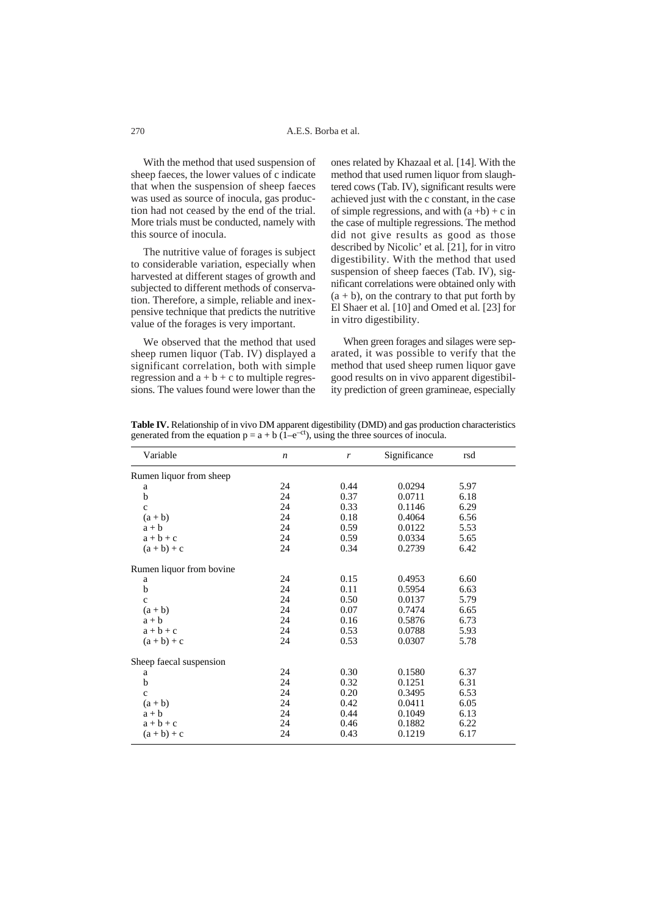With the method that used suspension of sheep faeces, the lower values of c indicate that when the suspension of sheep faeces was used as source of inocula, gas production had not ceased by the end of the trial. More trials must be conducted, namely with this source of inocula.

The nutritive value of forages is subject to considerable variation, especially when harvested at different stages of growth and subjected to different methods of conservation. Therefore, a simple, reliable and inexpensive technique that predicts the nutritive value of the forages is very important.

We observed that the method that used sheep rumen liquor (Tab. IV) displayed a significant correlation, both with simple regression and a + b + c to multiple regressions. The values found were lower than the ones related by Khazaal et al. [14]. With the method that used rumen liquor from slaughtered cows (Tab. IV), significant results were achieved just with the c constant, in the case of simple regressions, and with (a + b) + c in the case of multiple regressions. The method did not give results as good as those described by Nicolic' et al. [21], for in vitro digestibility. With the method that used suspension of sheep faeces (Tab. IV), significant correlations were obtained only with (a + b), on the contrary to that put forth by El Shaer et al. [10] and Omed et al. [23] for in vitro digestibility.

When green forages and silages were separated, it was possible to verify that the method that used sheep rumen liquor gave good results on in vivo apparent digestibility prediction of green gramineae, especially

**Table IV.** Relationship of in vivo DM apparent digestibility (DMD) and gas production characteristics generated from the equation $p = a + b\,(1–e^{–ct})$, using the three sources of inocula.

| Variable | *n* | *r* | Significance | rsd |
|---|---|---|---|---|
| Rumen liquor from sheep | | | | |
| a | 24 | 0.44 | 0.0294 | 5.97 |
| b | 24 | 0.37 | 0.0711 | 6.18 |
| c | 24 | 0.33 | 0.1146 | 6.29 |
| (a + b) | 24 | 0.18 | 0.4064 | 6.56 |
| a + b | 24 | 0.59 | 0.0122 | 5.53 |
| a + b + c | 24 | 0.59 | 0.0334 | 5.65 |
| (a + b) + c | 24 | 0.34 | 0.2739 | 6.42 |
| Rumen liquor from bovine | | | | |
| a | 24 | 0.15 | 0.4953 | 6.60 |
| b | 24 | 0.11 | 0.5954 | 6.63 |
| c | 24 | 0.50 | 0.0137 | 5.79 |
| (a + b) | 24 | 0.07 | 0.7474 | 6.65 |
| a + b | 24 | 0.16 | 0.5876 | 6.73 |
| a + b + c | 24 | 0.53 | 0.0788 | 5.93 |
| (a + b) + c | 24 | 0.53 | 0.0307 | 5.78 |
| Sheep faecal suspension | | | | |
| a | 24 | 0.30 | 0.1580 | 6.37 |
| b | 24 | 0.32 | 0.1251 | 6.31 |
| c | 24 | 0.20 | 0.3495 | 6.53 |
| (a + b) | 24 | 0.42 | 0.0411 | 6.05 |
| a + b | 24 | 0.44 | 0.1049 | 6.13 |
| a + b + c | 24 | 0.46 | 0.1882 | 6.22 |
| (a + b) + c | 24 | 0.43 | 0.1219 | 6.17 |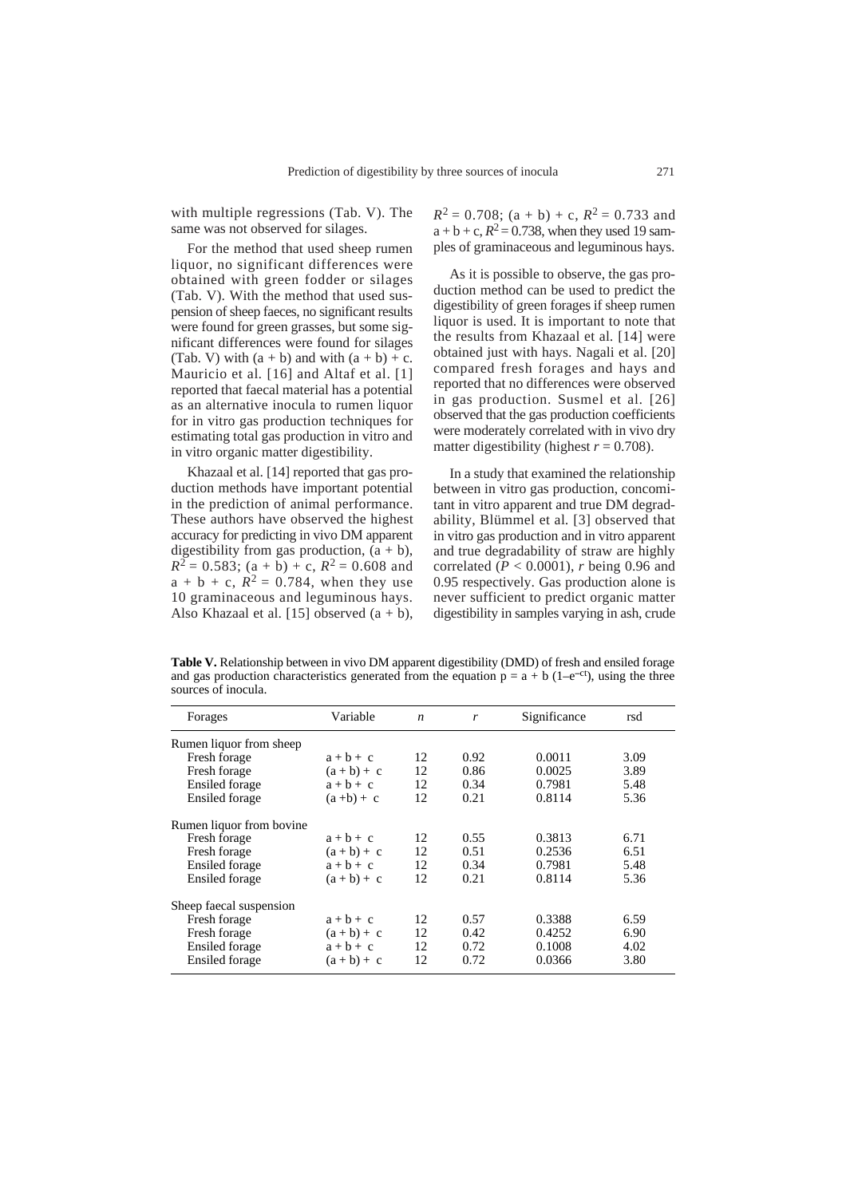with multiple regressions (Tab. V). The same was not observed for silages.

For the method that used sheep rumen liquor, no significant differences were obtained with green fodder or silages (Tab. V). With the method that used suspension of sheep faeces, no significant results were found for green grasses, but some significant differences were found for silages (Tab. V) with (a + b) and with (a + b) + c. Mauricio et al. [16] and Altaf et al. [1] reported that faecal material has a potential as an alternative inocula to rumen liquor for in vitro gas production techniques for estimating total gas production in vitro and in vitro organic matter digestibility.

Khazaal et al. [14] reported that gas production methods have important potential in the prediction of animal performance. These authors have observed the highest accuracy for predicting in vivo DM apparent digestibility from gas production, (a + b), $R^2 = 0.583$; (a + b) + c, $R^2 = 0.608$ and a + b + c, $R^2 = 0.784$, when they use 10 graminaceous and leguminous hays. Also Khazaal et al. [15] observed (a + b), $R^2 = 0.708$; (a + b) + c, $R^2 = 0.733$ and a + b + c, $R^2 = 0.738$, when they used 19 samples of graminaceous and leguminous hays.

As it is possible to observe, the gas production method can be used to predict the digestibility of green forages if sheep rumen liquor is used. It is important to note that the results from Khazaal et al. [14] were obtained just with hays. Nagali et al. [20] compared fresh forages and hays and reported that no differences were observed in gas production. Susmel et al. [26] observed that the gas production coefficients were moderately correlated with in vivo dry matter digestibility (highest $r = 0.708$).

In a study that examined the relationship between in vitro gas production, concomitant in vitro apparent and true DM degradability, Blümmel et al. [3] observed that in vitro gas production and in vitro apparent and true degradability of straw are highly correlated ($P < 0.0001$), $r$ being 0.96 and 0.95 respectively. Gas production alone is never sufficient to predict organic matter digestibility in samples varying in ash, crude

**Table V.** Relationship between in vivo DM apparent digestibility (DMD) of fresh and ensiled forage and gas production characteristics generated from the equation $p = a + b\,(1 - e^{-ct})$, using the three sources of inocula.

| Forages | Variable | $n$ | $r$ | Significance | rsd |
|---|---|---|---|---|---|
| Rumen liquor from sheep | | | | | |
| Fresh forage | a + b + c | 12 | 0.92 | 0.0011 | 3.09 |
| Fresh forage | (a + b) + c | 12 | 0.86 | 0.0025 | 3.89 |
| Ensiled forage | a + b + c | 12 | 0.34 | 0.7981 | 5.48 |
| Ensiled forage | (a +b) + c | 12 | 0.21 | 0.8114 | 5.36 |
| Rumen liquor from bovine | | | | | |
| Fresh forage | a + b + c | 12 | 0.55 | 0.3813 | 6.71 |
| Fresh forage | (a + b) + c | 12 | 0.51 | 0.2536 | 6.51 |
| Ensiled forage | a + b + c | 12 | 0.34 | 0.7981 | 5.48 |
| Ensiled forage | (a + b) + c | 12 | 0.21 | 0.8114 | 5.36 |
| Sheep faecal suspension | | | | | |
| Fresh forage | a + b + c | 12 | 0.57 | 0.3388 | 6.59 |
| Fresh forage | (a + b) + c | 12 | 0.42 | 0.4252 | 6.90 |
| Ensiled forage | a + b + c | 12 | 0.72 | 0.1008 | 4.02 |
| Ensiled forage | (a + b) + c | 12 | 0.72 | 0.0366 | 3.80 |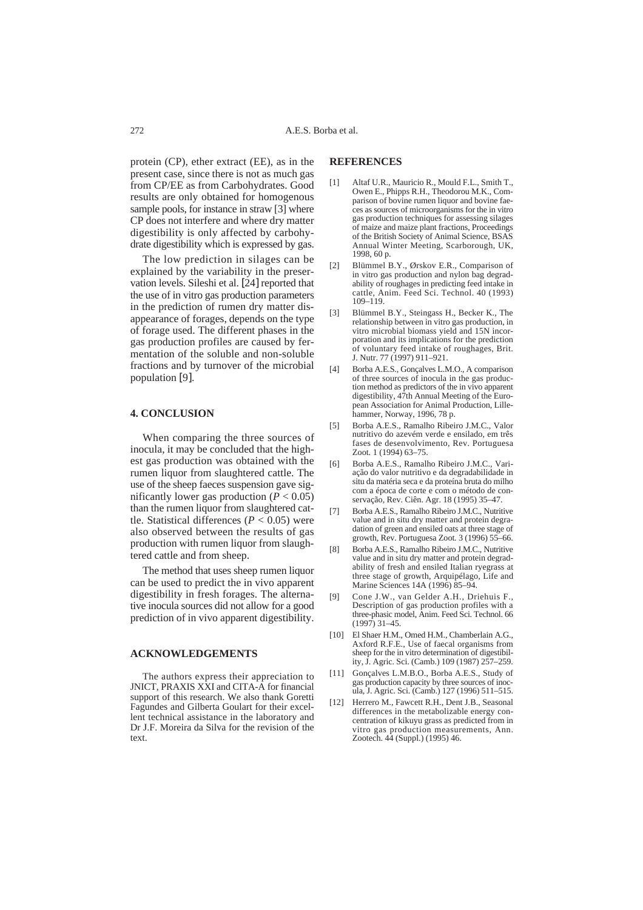protein (CP), ether extract (EE), as in the present case, since there is not as much gas from CP/EE as from Carbohydrates. Good results are only obtained for homogenous sample pools, for instance in straw [3] where CP does not interfere and where dry matter digestibility is only affected by carbohydrate digestibility which is expressed by gas.

The low prediction in silages can be explained by the variability in the preservation levels. Sileshi et al. [24] reported that the use of in vitro gas production parameters in the prediction of rumen dry matter disappearance of forages, depends on the type of forage used. The different phases in the gas production profiles are caused by fermentation of the soluble and non-soluble fractions and by turnover of the microbial population [9].

## 4. CONCLUSION

When comparing the three sources of inocula, it may be concluded that the highest gas production was obtained with the rumen liquor from slaughtered cattle. The use of the sheep faeces suspension gave significantly lower gas production ($P < 0.05$) than the rumen liquor from slaughtered cattle. Statistical differences ($P < 0.05$) were also observed between the results of gas production with rumen liquor from slaughtered cattle and from sheep.

The method that uses sheep rumen liquor can be used to predict the in vivo apparent digestibility in fresh forages. The alternative inocula sources did not allow for a good prediction of in vivo apparent digestibility.

## ACKNOWLEDGEMENTS

The authors express their appreciation to JNICT, PRAXIS XXI and CITA-A for financial support of this research. We also thank Goretti Fagundes and Gilberta Goulart for their excellent technical assistance in the laboratory and Dr J.F. Moreira da Silva for the revision of the text.

## REFERENCES

[1] Altaf U.R., Mauricio R., Mould F.L., Smith T., Owen E., Phipps R.H., Theodorou M.K., Comparison of bovine rumen liquor and bovine faeces as sources of microorganisms for the in vitro gas production techniques for assessing silages of maize and maize plant fractions, Proceedings of the British Society of Animal Science, BSAS Annual Winter Meeting, Scarborough, UK, 1998, 60 p.

[2] Blümmel B.Y., Ørskov E.R., Comparison of in vitro gas production and nylon bag degradability of roughages in predicting feed intake in cattle, Anim. Feed Sci. Technol. 40 (1993) 109–119.

[3] Blümmel B.Y., Steingass H., Becker K., The relationship between in vitro gas production, in vitro microbial biomass yield and 15N incorporation and its implications for the prediction of voluntary feed intake of roughages, Brit. J. Nutr. 77 (1997) 911–921.

[4] Borba A.E.S., Gonçalves L.M.O., A comparison of three sources of inocula in the gas production method as predictors of the in vivo apparent digestibility, 47th Annual Meeting of the European Association for Animal Production, Lillehammer, Norway, 1996, 78 p.

[5] Borba A.E.S., Ramalho Ribeiro J.M.C., Valor nutritivo do azevém verde e ensilado, em três fases de desenvolvimento, Rev. Portuguesa Zoot. 1 (1994) 63–75.

[6] Borba A.E.S., Ramalho Ribeiro J.M.C., Variação do valor nutritivo e da degradabilidade in situ da matéria seca e da proteína bruta do milho com a época de corte e com o método de conservação, Rev. Ciên. Agr. 18 (1995) 35–47.

[7] Borba A.E.S., Ramalho Ribeiro J.M.C., Nutritive value and in situ dry matter and protein degradation of green and ensiled oats at three stage of growth, Rev. Portuguesa Zoot. 3 (1996) 55–66.

[8] Borba A.E.S., Ramalho Ribeiro J.M.C., Nutritive value and in situ dry matter and protein degradability of fresh and ensiled Italian ryegrass at three stage of growth, Arquipélago, Life and Marine Sciences 14A (1996) 85–94.

[9] Cone J.W., van Gelder A.H., Driehuis F., Description of gas production profiles with a three-phasic model, Anim. Feed Sci. Technol. 66 (1997) 31–45.

[10] El Shaer H.M., Omed H.M., Chamberlain A.G., Axford R.F.E., Use of faecal organisms from sheep for the in vitro determination of digestibility, J. Agric. Sci. (Camb.) 109 (1987) 257–259.

[11] Gonçalves L.M.B.O., Borba A.E.S., Study of gas production capacity by three sources of inocula, J. Agric. Sci. (Camb.) 127 (1996) 511–515.

[12] Herrero M., Fawcett R.H., Dent J.B., Seasonal differences in the metabolizable energy concentration of kikuyu grass as predicted from in vitro gas production measurements, Ann. Zootech. 44 (Suppl.) (1995) 46.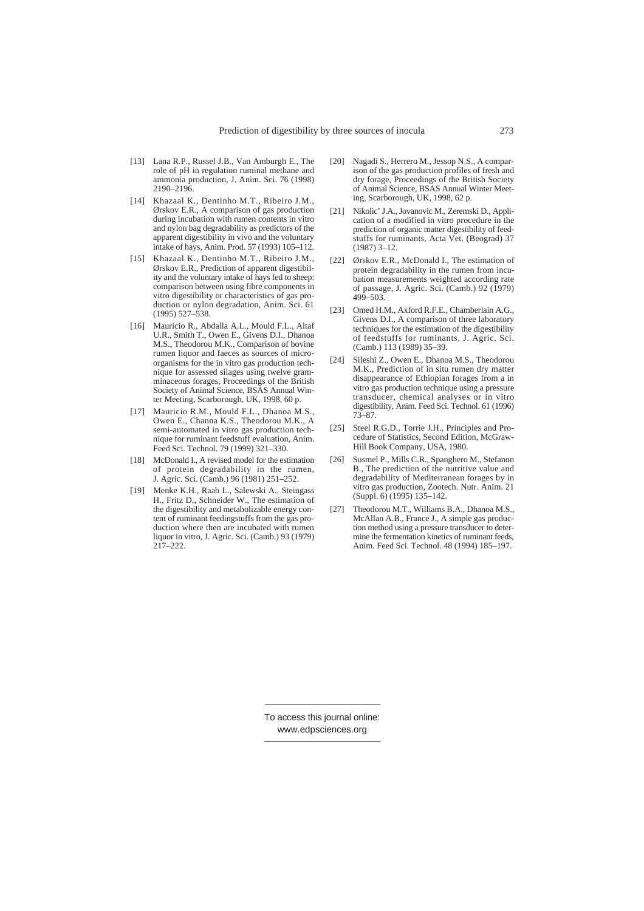[13] Lana R.P., Russel J.B., Van Amburgh E., The role of pH in regulation ruminal methane and ammonia production, J. Anim. Sci. 76 (1998) 2190–2196.

[14] Khazaal K., Dentinho M.T., Ribeiro J.M., Ørskov E.R., A comparison of gas production during incubation with rumen contents in vitro and nylon bag degradability as predictors of the apparent digestibility in vivo and the voluntary intake of hays, Anim. Prod. 57 (1993) 105–112.

[15] Khazaal K., Dentinho M.T., Ribeiro J.M., Ørskov E.R., Prediction of apparent digestibility and the voluntary intake of hays fed to sheep: comparison between using fibre components in vitro digestibility or characteristics of gas production or nylon degradation, Anim. Sci. 61 (1995) 527–538.

[16] Mauricio R., Abdalla A.L., Mould F.L., Altaf U.R., Smith T., Owen E., Givens D.I., Dhanoa M.S., Theodorou M.K., Comparison of bovine rumen liquor and faeces as sources of microorganisms for the in vitro gas production technique for assessed silages using twelve gramminaceous forages, Proceedings of the British Society of Animal Science, BSAS Annual Winter Meeting, Scarborough, UK, 1998, 60 p.

[17] Mauricio R.M., Mould F.L., Dhanoa M.S., Owen E., Channa K.S., Theodorou M.K., A semi-automated in vitro gas production technique for ruminant feedstuff evaluation, Anim. Feed Sci. Technol. 79 (1999) 321–330.

[18] McDonald I., A revised model for the estimation of protein degradability in the rumen, J. Agric. Sci. (Camb.) 96 (1981) 251–252.

[19] Menke K.H., Raab L., Salewski A., Steingass H., Fritz D., Schneider W., The estimation of the digestibility and metabolizable energy content of ruminant feedingstuffs from the gas production where then are incubated with rumen liquor in vitro, J. Agric. Sci. (Camb.) 93 (1979) 217–222.

[20] Nagadi S., Herrero M., Jessop N.S., A comparison of the gas production profiles of fresh and dry forage, Proceedings of the British Society of Animal Science, BSAS Annual Winter Meeting, Scarborough, UK, 1998, 62 p.

[21] Nikolic' J.A., Jovanovic M., Zeremski D., Application of a modified in vitro procedure in the prediction of organic matter digestibility of feedstuffs for ruminants, Acta Vet. (Beograd) 37 (1987) 3–12.

[22] Ørskov E.R., McDonald I., The estimation of protein degradability in the rumen from incubation measurements weighted according rate of passage, J. Agric. Sci. (Camb.) 92 (1979) 499–503.

[23] Omed H.M., Axford R.F.E., Chamberlain A.G., Givens D.I., A comparison of three laboratory techniques for the estimation of the digestibility of feedstuffs for ruminants, J. Agric. Sci. (Camb.) 113 (1989) 35–39.

[24] Sileshi Z., Owen E., Dhanoa M.S., Theodorou M.K., Prediction of in situ rumen dry matter disappearance of Ethiopian forages from a in vitro gas production technique using a pressure transducer, chemical analyses or in vitro digestibility, Anim. Feed Sci. Technol. 61 (1996) 73–87.

[25] Steel R.G.D., Torrie J.H., Principles and Procedure of Statistics, Second Edition, McGraw-Hill Book Company, USA, 1980.

[26] Susmel P., Mills C.R., Spanghero M., Stefanon B., The prediction of the nutritive value and degradability of Mediterranean forages by in vitro gas production, Zootech. Nutr. Anim. 21 (Suppl. 6) (1995) 135–142.

[27] Theodorou M.T., Williams B.A., Dhanoa M.S., McAllan A.B., France J., A simple gas production method using a pressure transducer to determine the fermentation kinetics of ruminant feeds, Anim. Feed Sci. Technol. 48 (1994) 185–197.

To access this journal online:
www.edpsciences.org